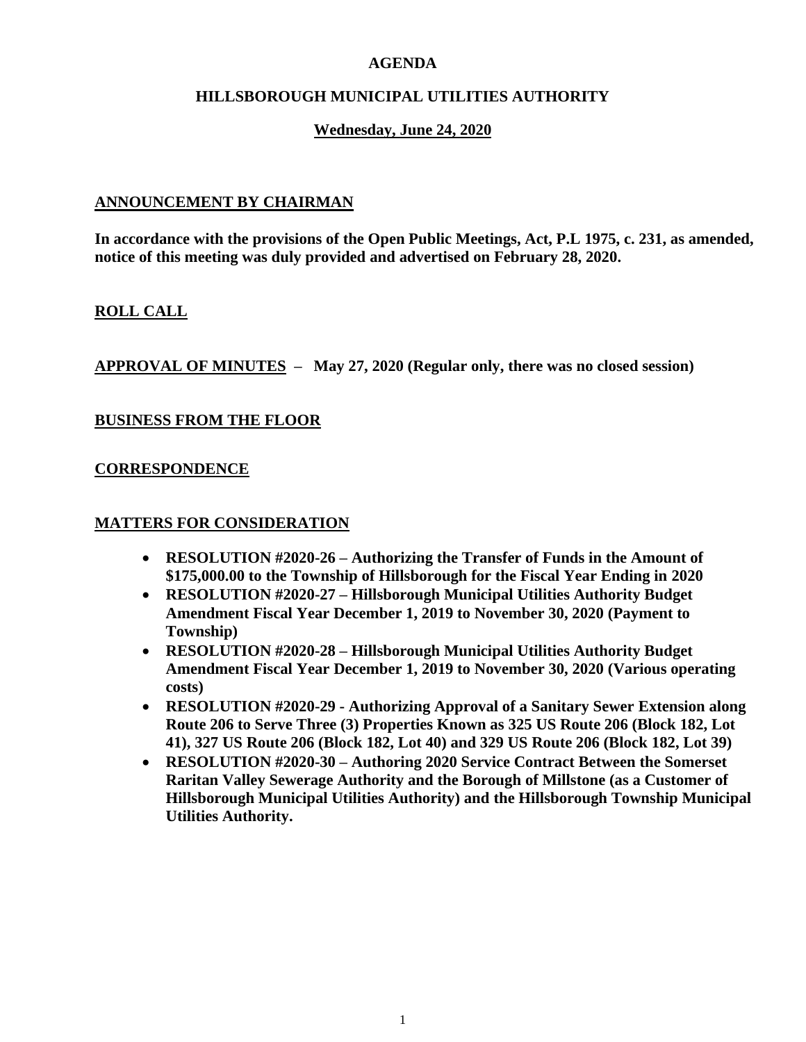# AGENDA

## HILLSBOROUGH MUNICIPAL UTILITIES AUTHORITY

### Wednesday, June 24, 2020

**ANNOUNCEMENT BY CHAIRMAN**

**In accordance with the provisions of the Open Public Meetings, Act, P.L 1975, c. 231, as amended, notice of this meeting was duly provided and advertised on February 28, 2020.**

**ROLL CALL**

**APPROVAL OF MINUTES – May 27, 2020 (Regular only, there was no closed session)**

**BUSINESS FROM THE FLOOR**

**CORRESPONDENCE**

**MATTERS FOR CONSIDERATION**

- **RESOLUTION #2020-26 – Authorizing the Transfer of Funds in the Amount of $175,000.00 to the Township of Hillsborough for the Fiscal Year Ending in 2020**
- **RESOLUTION #2020-27 – Hillsborough Municipal Utilities Authority Budget Amendment Fiscal Year December 1, 2019 to November 30, 2020 (Payment to Township)**
- **RESOLUTION #2020-28 – Hillsborough Municipal Utilities Authority Budget Amendment Fiscal Year December 1, 2019 to November 30, 2020 (Various operating costs)**
- **RESOLUTION #2020-29 - Authorizing Approval of a Sanitary Sewer Extension along Route 206 to Serve Three (3) Properties Known as 325 US Route 206 (Block 182, Lot 41), 327 US Route 206 (Block 182, Lot 40) and 329 US Route 206 (Block 182, Lot 39)**
- **RESOLUTION #2020-30 – Authoring 2020 Service Contract Between the Somerset Raritan Valley Sewerage Authority and the Borough of Millstone (as a Customer of Hillsborough Municipal Utilities Authority) and the Hillsborough Township Municipal Utilities Authority.**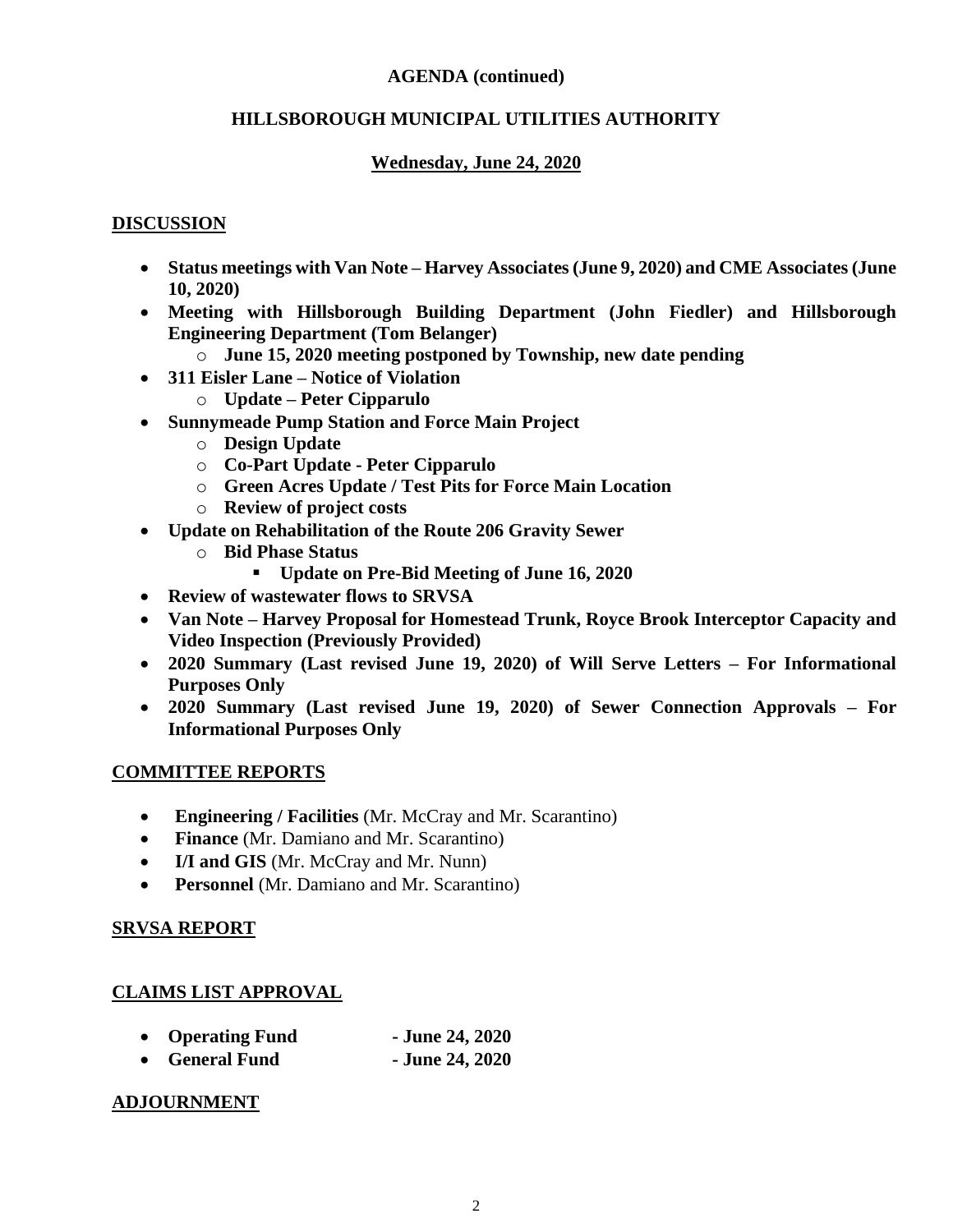**AGENDA (continued)**

**HILLSBOROUGH MUNICIPAL UTILITIES AUTHORITY**

**Wednesday, June 24, 2020**

## DISCUSSION

- **Status meetings with Van Note – Harvey Associates (June 9, 2020) and CME Associates (June 10, 2020)**
- **Meeting with Hillsborough Building Department (John Fiedler) and Hillsborough Engineering Department (Tom Belanger)**
  - **June 15, 2020 meeting postponed by Township, new date pending**
- **311 Eisler Lane – Notice of Violation**
  - **Update – Peter Cipparulo**
- **Sunnymeade Pump Station and Force Main Project**
  - **Design Update**
  - **Co-Part Update - Peter Cipparulo**
  - **Green Acres Update / Test Pits for Force Main Location**
  - **Review of project costs**
- **Update on Rehabilitation of the Route 206 Gravity Sewer**
  - **Bid Phase Status**
    - **Update on Pre-Bid Meeting of June 16, 2020**
- **Review of wastewater flows to SRVSA**
- **Van Note – Harvey Proposal for Homestead Trunk, Royce Brook Interceptor Capacity and Video Inspection (Previously Provided)**
- **2020 Summary (Last revised June 19, 2020) of Will Serve Letters – For Informational Purposes Only**
- **2020 Summary (Last revised June 19, 2020) of Sewer Connection Approvals – For Informational Purposes Only**

## COMMITTEE REPORTS

- **Engineering / Facilities** (Mr. McCray and Mr. Scarantino)
- **Finance** (Mr. Damiano and Mr. Scarantino)
- **I/I and GIS** (Mr. McCray and Mr. Nunn)
- **Personnel** (Mr. Damiano and Mr. Scarantino)

## SRVSA REPORT

## CLAIMS LIST APPROVAL

- **Operating Fund - June 24, 2020**
- **General Fund - June 24, 2020**

## ADJOURNMENT